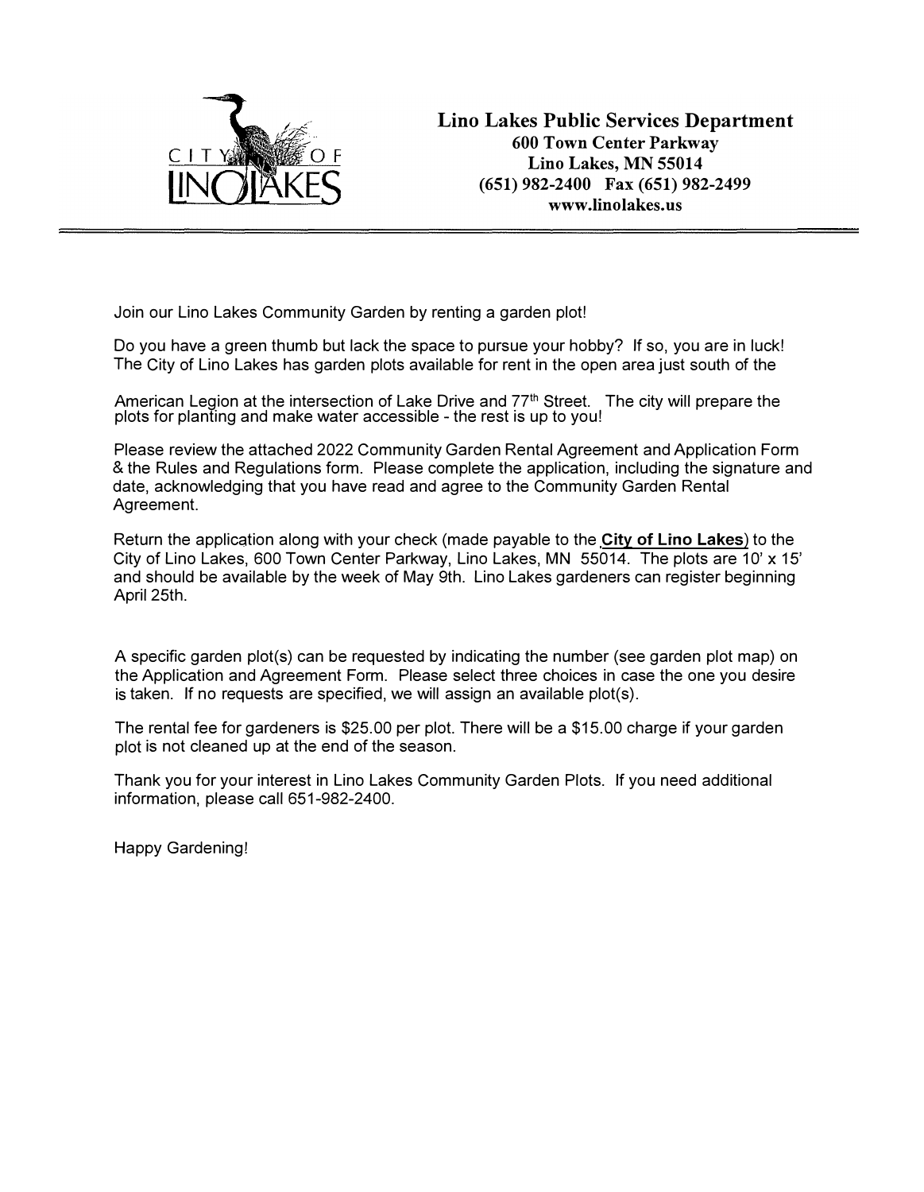CITY OF LINO LAKES

**Lino Lakes Public Services Department**
**600 Town Center Parkway**
**Lino Lakes, MN 55014**
**(651) 982-2400 Fax (651) 982-2499**
**www.linolakes.us**

---

Join our Lino Lakes Community Garden by renting a garden plot!

Do you have a green thumb but lack the space to pursue your hobby? If so, you are in luck! The City of Lino Lakes has garden plots available for rent in the open area just south of the American Legion at the intersection of Lake Drive and 77th Street. The city will prepare the plots for planting and make water accessible - the rest is up to you!

Please review the attached 2022 Community Garden Rental Agreement and Application Form & the Rules and Regulations form. Please complete the application, including the signature and date, acknowledging that you have read and agree to the Community Garden Rental Agreement.

Return the application along with your check (made payable to the **City of Lino Lakes**) to the City of Lino Lakes, 600 Town Center Parkway, Lino Lakes, MN 55014. The plots are 10' x 15' and should be available by the week of May 9th. Lino Lakes gardeners can register beginning April 25th.

A specific garden plot(s) can be requested by indicating the number (see garden plot map) on the Application and Agreement Form. Please select three choices in case the one you desire is taken. If no requests are specified, we will assign an available plot(s).

The rental fee for gardeners is $25.00 per plot. There will be a $15.00 charge if your garden plot is not cleaned up at the end of the season.

Thank you for your interest in Lino Lakes Community Garden Plots. If you need additional information, please call 651-982-2400.

Happy Gardening!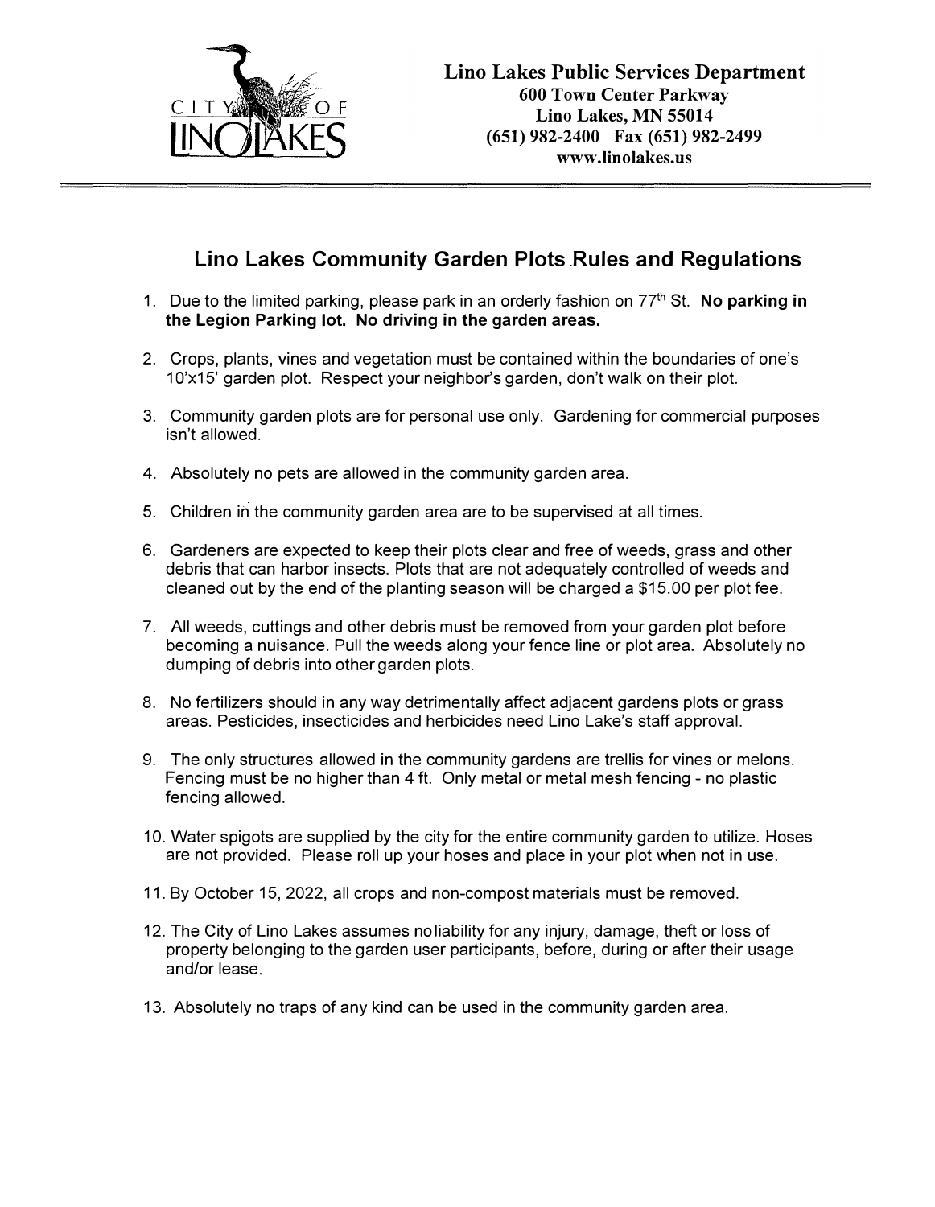CITY OF LINO LAKES

**Lino Lakes Public Services Department**
**600 Town Center Parkway**
**Lino Lakes, MN 55014**
**(651) 982-2400 Fax (651) 982-2499**
**www.linolakes.us**

---

## Lino Lakes Community Garden Plots Rules and Regulations

1. Due to the limited parking, please park in an orderly fashion on 77th St. **No parking in the Legion Parking lot. No driving in the garden areas.**

2. Crops, plants, vines and vegetation must be contained within the boundaries of one's 10'x15' garden plot. Respect your neighbor's garden, don't walk on their plot.

3. Community garden plots are for personal use only. Gardening for commercial purposes isn't allowed.

4. Absolutely no pets are allowed in the community garden area.

5. Children in the community garden area are to be supervised at all times.

6. Gardeners are expected to keep their plots clear and free of weeds, grass and other debris that can harbor insects. Plots that are not adequately controlled of weeds and cleaned out by the end of the planting season will be charged a $15.00 per plot fee.

7. All weeds, cuttings and other debris must be removed from your garden plot before becoming a nuisance. Pull the weeds along your fence line or plot area. Absolutely no dumping of debris into other garden plots.

8. No fertilizers should in any way detrimentally affect adjacent gardens plots or grass areas. Pesticides, insecticides and herbicides need Lino Lake's staff approval.

9. The only structures allowed in the community gardens are trellis for vines or melons. Fencing must be no higher than 4 ft. Only metal or metal mesh fencing - no plastic fencing allowed.

10. Water spigots are supplied by the city for the entire community garden to utilize. Hoses are not provided. Please roll up your hoses and place in your plot when not in use.

11. By October 15, 2022, all crops and non-compost materials must be removed.

12. The City of Lino Lakes assumes no liability for any injury, damage, theft or loss of property belonging to the garden user participants, before, during or after their usage and/or lease.

13. Absolutely no traps of any kind can be used in the community garden area.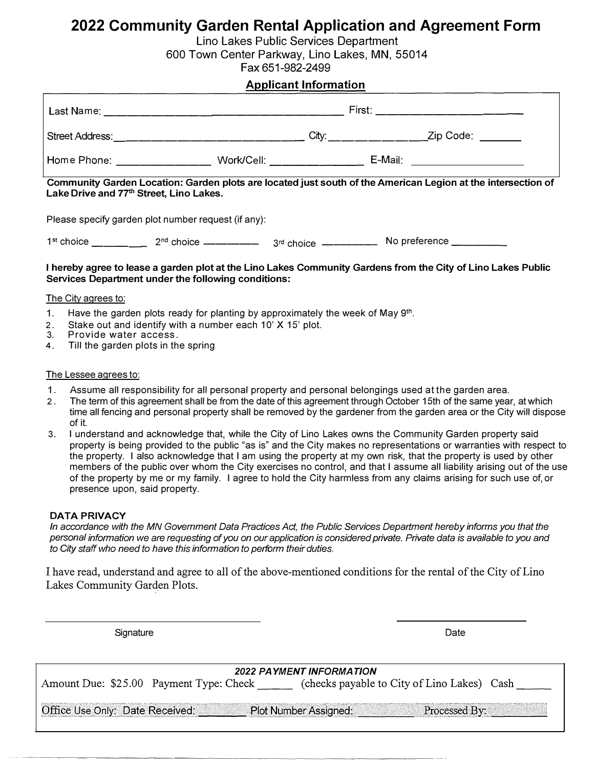# 2022 Community Garden Rental Application and Agreement Form

Lino Lakes Public Services Department
600 Town Center Parkway, Lino Lakes, MN, 55014
Fax 651-982-2499

## Applicant Information

Last Name: ______________________________ First: ______________________

Street Address: ______________________________ City: ______________ Zip Code: ________

Home Phone: ______________ Work/Cell: ______________ E-Mail: __________________

**Community Garden Location: Garden plots are located just south of the American Legion at the intersection of Lake Drive and 77th Street, Lino Lakes.**

Please specify garden plot number request (if any):

1st choice __________ 2nd choice __________ 3rd choice __________ No preference __________

**I hereby agree to lease a garden plot at the Lino Lakes Community Gardens from the City of Lino Lakes Public Services Department under the following conditions:**

The City agrees to:

1. Have the garden plots ready for planting by approximately the week of May 9th.
2. Stake out and identify with a number each 10' X 15' plot.
3. Provide water access.
4. Till the garden plots in the spring

The Lessee agrees to:

1. Assume all responsibility for all personal property and personal belongings used at the garden area.
2. The term of this agreement shall be from the date of this agreement through October 15th of the same year, at which time all fencing and personal property shall be removed by the gardener from the garden area or the City will dispose of it.
3. I understand and acknowledge that, while the City of Lino Lakes owns the Community Garden property said property is being provided to the public "as is" and the City makes no representations or warranties with respect to the property. I also acknowledge that I am using the property at my own risk, that the property is used by other members of the public over whom the City exercises no control, and that I assume all liability arising out of the use of the property by me or my family. I agree to hold the City harmless from any claims arising for such use of, or presence upon, said property.

**DATA PRIVACY**

*In accordance with the MN Government Data Practices Act, the Public Services Department hereby informs you that the personal information we are requesting of you on our application is considered private. Private data is available to you and to City staff who need to have this information to perform their duties.*

I have read, understand and agree to all of the above-mentioned conditions for the rental of the City of Lino Lakes Community Garden Plots.

______________________________ ______________________

Signature Date

***2022 PAYMENT INFORMATION***

Amount Due: $25.00 Payment Type: Check ______ (checks payable to City of Lino Lakes) Cash ______

Office Use Only: Date Received: ________ Plot Number Assigned: __________ Processed By: __________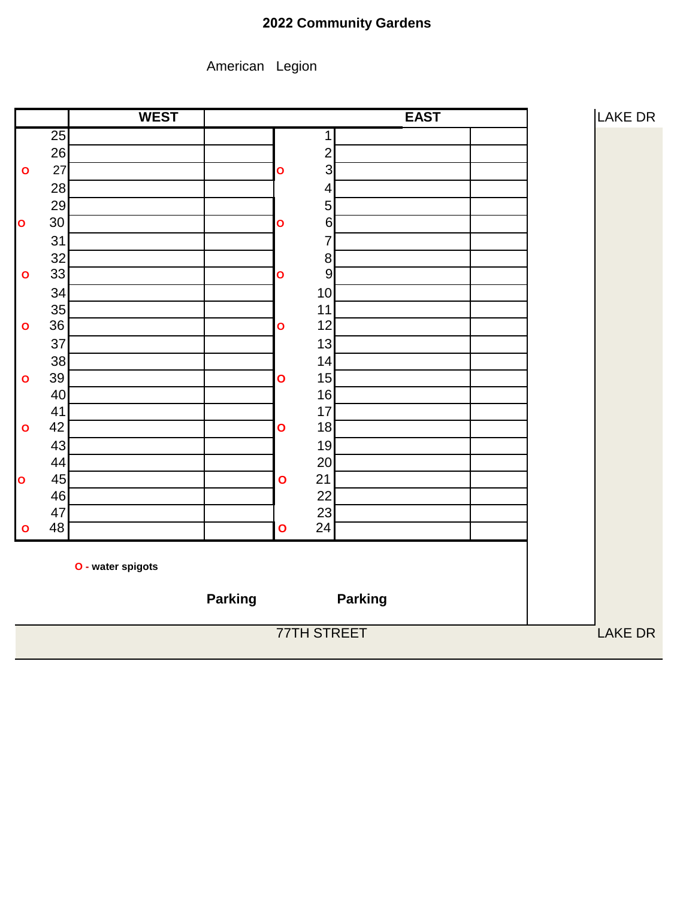# 2022 Community Gardens

American Legion

| | | WEST | | | | | EAST | |
|---|---|---|---|---|---|---|---|---|
| | 25 | | | | 1 | | | |
| | 26 | | | | 2 | | | |
| O | 27 | | | O | 3 | | | |
| | 28 | | | | 4 | | | |
| | 29 | | | | 5 | | | |
| O | 30 | | | O | 6 | | | |
| | 31 | | | | 7 | | | |
| | 32 | | | | 8 | | | |
| O | 33 | | | O | 9 | | | |
| | 34 | | | | 10 | | | |
| | 35 | | | | 11 | | | |
| O | 36 | | | O | 12 | | | |
| | 37 | | | | 13 | | | |
| | 38 | | | | 14 | | | |
| O | 39 | | | O | 15 | | | |
| | 40 | | | | 16 | | | |
| | 41 | | | | 17 | | | |
| O | 42 | | | O | 18 | | | |
| | 43 | | | | 19 | | | |
| | 44 | | | | 20 | | | |
| O | 45 | | | O | 21 | | | |
| | 46 | | | | 22 | | | |
| | 47 | | | | 23 | | | |
| O | 48 | | | O | 24 | | | |

LAKE DR

**O - water spigots**

**Parking** **Parking**

77TH STREET

LAKE DR